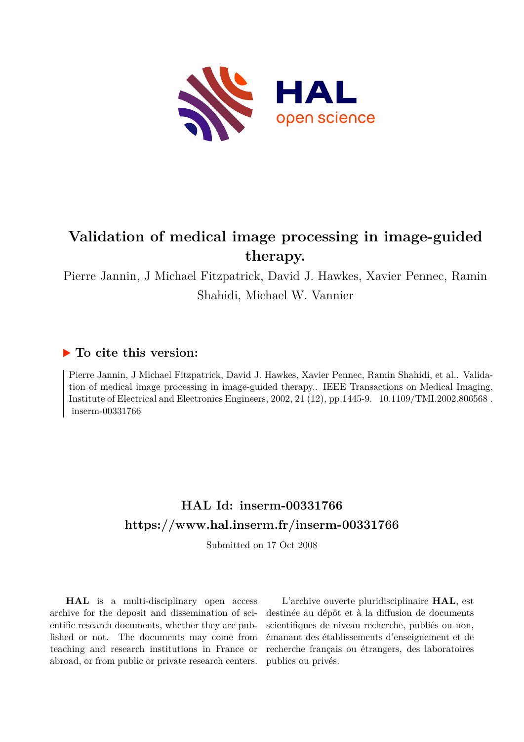# Validation of medical image processing in image-guided therapy.

Pierre Jannin, J Michael Fitzpatrick, David J. Hawkes, Xavier Pennec, Ramin Shahidi, Michael W. Vannier

## To cite this version:

Pierre Jannin, J Michael Fitzpatrick, David J. Hawkes, Xavier Pennec, Ramin Shahidi, et al.. Validation of medical image processing in image-guided therapy.. IEEE Transactions on Medical Imaging, Institute of Electrical and Electronics Engineers, 2002, 21 (12), pp.1445-9. 10.1109/TMI.2002.806568 . inserm-00331766

## HAL Id: inserm-00331766
## https://www.hal.inserm.fr/inserm-00331766

Submitted on 17 Oct 2008

**HAL** is a multi-disciplinary open access archive for the deposit and dissemination of scientific research documents, whether they are published or not. The documents may come from teaching and research institutions in France or abroad, or from public or private research centers.

L'archive ouverte pluridisciplinaire **HAL**, est destinée au dépôt et à la diffusion de documents scientifiques de niveau recherche, publiés ou non, émanant des établissements d'enseignement et de recherche français ou étrangers, des laboratoires publics ou privés.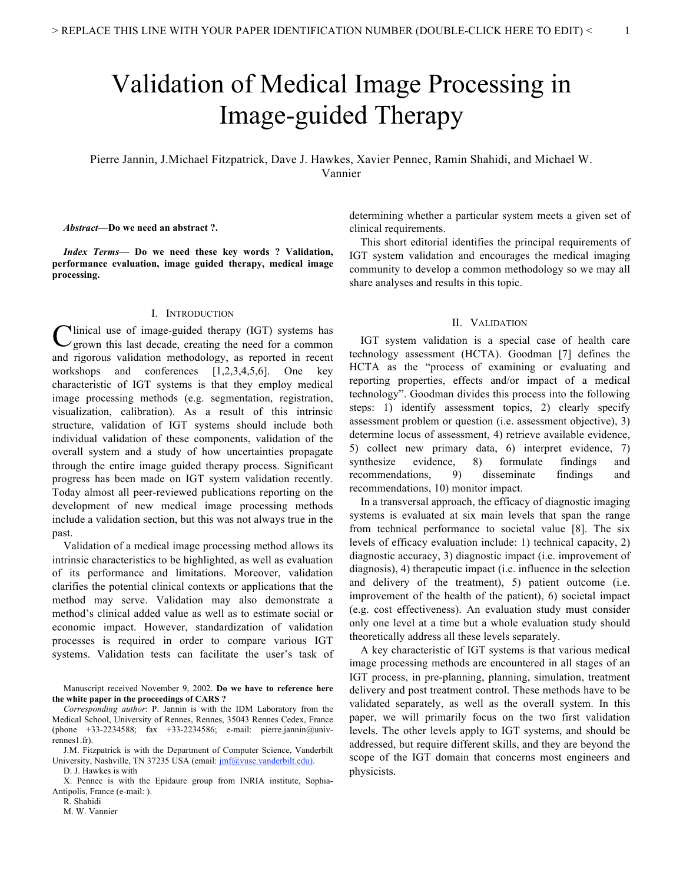# Validation of Medical Image Processing in Image-guided Therapy

Pierre Jannin, J.Michael Fitzpatrick, Dave J. Hawkes, Xavier Pennec, Ramin Shahidi, and Michael W. Vannier

***Abstract*—Do we need an abstract ?.**

***Index Terms*— Do we need these key words ? Validation, performance evaluation, image guided therapy, medical image processing.**

## I. Introduction

Clinical use of image-guided therapy (IGT) systems has grown this last decade, creating the need for a common and rigorous validation methodology, as reported in recent workshops and conferences [1,2,3,4,5,6]. One key characteristic of IGT systems is that they employ medical image processing methods (e.g. segmentation, registration, visualization, calibration). As a result of this intrinsic structure, validation of IGT systems should include both individual validation of these components, validation of the overall system and a study of how uncertainties propagate through the entire image guided therapy process. Significant progress has been made on IGT system validation recently. Today almost all peer-reviewed publications reporting on the development of new medical image processing methods include a validation section, but this was not always true in the past.

Validation of a medical image processing method allows its intrinsic characteristics to be highlighted, as well as evaluation of its performance and limitations. Moreover, validation clarifies the potential clinical contexts or applications that the method may serve. Validation may also demonstrate a method's clinical added value as well as to estimate social or economic impact. However, standardization of validation processes is required in order to compare various IGT systems. Validation tests can facilitate the user's task of determining whether a particular system meets a given set of clinical requirements.

This short editorial identifies the principal requirements of IGT system validation and encourages the medical imaging community to develop a common methodology so we may all share analyses and results in this topic.

## II. Validation

IGT system validation is a special case of health care technology assessment (HCTA). Goodman [7] defines the HCTA as the "process of examining or evaluating and reporting properties, effects and/or impact of a medical technology". Goodman divides this process into the following steps: 1) identify assessment topics, 2) clearly specify assessment problem or question (i.e. assessment objective), 3) determine locus of assessment, 4) retrieve available evidence, 5) collect new primary data, 6) interpret evidence, 7) synthesize evidence, 8) formulate findings and recommendations, 9) disseminate findings and recommendations, 10) monitor impact.

In a transversal approach, the efficacy of diagnostic imaging systems is evaluated at six main levels that span the range from technical performance to societal value [8]. The six levels of efficacy evaluation include: 1) technical capacity, 2) diagnostic accuracy, 3) diagnostic impact (i.e. improvement of diagnosis), 4) therapeutic impact (i.e. influence in the selection and delivery of the treatment), 5) patient outcome (i.e. improvement of the health of the patient), 6) societal impact (e.g. cost effectiveness). An evaluation study must consider only one level at a time but a whole evaluation study should theoretically address all these levels separately.

A key characteristic of IGT systems is that various medical image processing methods are encountered in all stages of an IGT process, in pre-planning, planning, simulation, treatment delivery and post treatment control. These methods have to be validated separately, as well as the overall system. In this paper, we will primarily focus on the two first validation levels. The other levels apply to IGT systems, and should be addressed, but require different skills, and they are beyond the scope of the IGT domain that concerns most engineers and physicists.

---

Manuscript received November 9, 2002. **Do we have to reference here the white paper in the proceedings of CARS ?**

*Corresponding author*: P. Jannin is with the IDM Laboratory from the Medical School, University of Rennes, Rennes, 35043 Rennes Cedex, France (phone +33-2234588; fax +33-2234586; e-mail: pierre.jannin@univ-rennes1.fr).

J.M. Fitzpatrick is with the Department of Computer Science, Vanderbilt University, Nashville, TN 37235 USA (email: jmf@vuse.vanderbilt.edu).

D. J. Hawkes is with

X. Pennec is with the Epidaure group from INRIA institute, Sophia-Antipolis, France (e-mail: ).

R. Shahidi

M. W. Vannier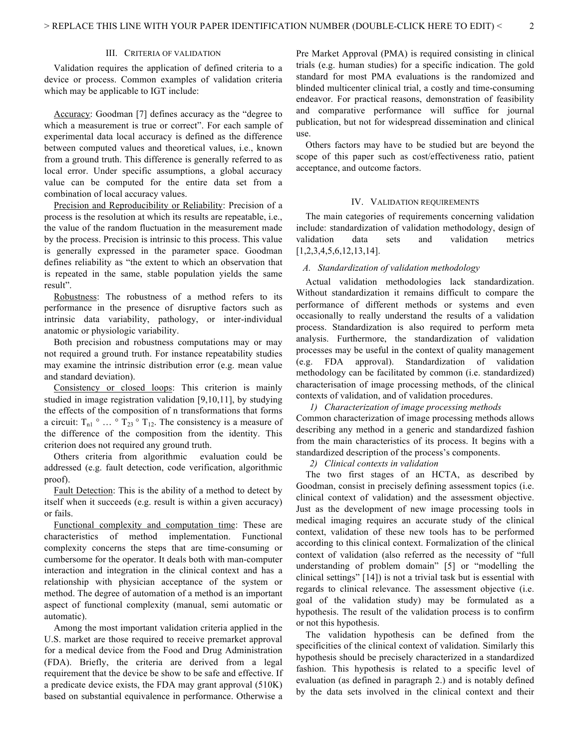## III. Criteria of Validation

Validation requires the application of defined criteria to a device or process. Common examples of validation criteria which may be applicable to IGT include:

Accuracy: Goodman [7] defines accuracy as the "degree to which a measurement is true or correct". For each sample of experimental data local accuracy is defined as the difference between computed values and theoretical values, i.e., known from a ground truth. This difference is generally referred to as local error. Under specific assumptions, a global accuracy value can be computed for the entire data set from a combination of local accuracy values.

Precision and Reproducibility or Reliability: Precision of a process is the resolution at which its results are repeatable, i.e., the value of the random fluctuation in the measurement made by the process. Precision is intrinsic to this process. This value is generally expressed in the parameter space. Goodman defines reliability as "the extent to which an observation that is repeated in the same, stable population yields the same result".

Robustness: The robustness of a method refers to its performance in the presence of disruptive factors such as intrinsic data variability, pathology, or inter-individual anatomic or physiologic variability.

Both precision and robustness computations may or may not required a ground truth. For instance repeatability studies may examine the intrinsic distribution error (e.g. mean value and standard deviation).

Consistency or closed loops: This criterion is mainly studied in image registration validation [9,10,11], by studying the effects of the composition of n transformations that forms a circuit: $T_{n1} \circ \ldots \circ T_{23} \circ T_{12}$. The consistency is a measure of the difference of the composition from the identity. This criterion does not required any ground truth.

Others criteria from algorithmic evaluation could be addressed (e.g. fault detection, code verification, algorithmic proof).

Fault Detection: This is the ability of a method to detect by itself when it succeeds (e.g. result is within a given accuracy) or fails.

Functional complexity and computation time: These are characteristics of method implementation. Functional complexity concerns the steps that are time-consuming or cumbersome for the operator. It deals both with man-computer interaction and integration in the clinical context and has a relationship with physician acceptance of the system or method. The degree of automation of a method is an important aspect of functional complexity (manual, semi automatic or automatic).

Among the most important validation criteria applied in the U.S. market are those required to receive premarket approval for a medical device from the Food and Drug Administration (FDA). Briefly, the criteria are derived from a legal requirement that the device be show to be safe and effective. If a predicate device exists, the FDA may grant approval (510K) based on substantial equivalence in performance. Otherwise a Pre Market Approval (PMA) is required consisting in clinical trials (e.g. human studies) for a specific indication. The gold standard for most PMA evaluations is the randomized and blinded multicenter clinical trial, a costly and time-consuming endeavor. For practical reasons, demonstration of feasibility and comparative performance will suffice for journal publication, but not for widespread dissemination and clinical use.

Others factors may have to be studied but are beyond the scope of this paper such as cost/effectiveness ratio, patient acceptance, and outcome factors.

## IV. Validation Requirements

The main categories of requirements concerning validation include: standardization of validation methodology, design of validation data sets and validation metrics [1,2,3,4,5,6,12,13,14].

### A. Standardization of validation methodology

Actual validation methodologies lack standardization. Without standardization it remains difficult to compare the performance of different methods or systems and even occasionally to really understand the results of a validation process. Standardization is also required to perform meta analysis. Furthermore, the standardization of validation processes may be useful in the context of quality management (e.g. FDA approval). Standardization of validation methodology can be facilitated by common (i.e. standardized) characterisation of image processing methods, of the clinical contexts of validation, and of validation procedures.

#### 1) Characterization of image processing methods

Common characterization of image processing methods allows describing any method in a generic and standardized fashion from the main characteristics of its process. It begins with a standardized description of the process's components.

#### 2) Clinical contexts in validation

The two first stages of an HCTA, as described by Goodman, consist in precisely defining assessment topics (i.e. clinical context of validation) and the assessment objective. Just as the development of new image processing tools in medical imaging requires an accurate study of the clinical context, validation of these new tools has to be performed according to this clinical context. Formalization of the clinical context of validation (also referred as the necessity of "full understanding of problem domain" [5] or "modelling the clinical settings" [14]) is not a trivial task but is essential with regards to clinical relevance. The assessment objective (i.e. goal of the validation study) may be formulated as a hypothesis. The result of the validation process is to confirm or not this hypothesis.

The validation hypothesis can be defined from the specificities of the clinical context of validation. Similarly this hypothesis should be precisely characterized in a standardized fashion. This hypothesis is related to a specific level of evaluation (as defined in paragraph 2.) and is notably defined by the data sets involved in the clinical context and their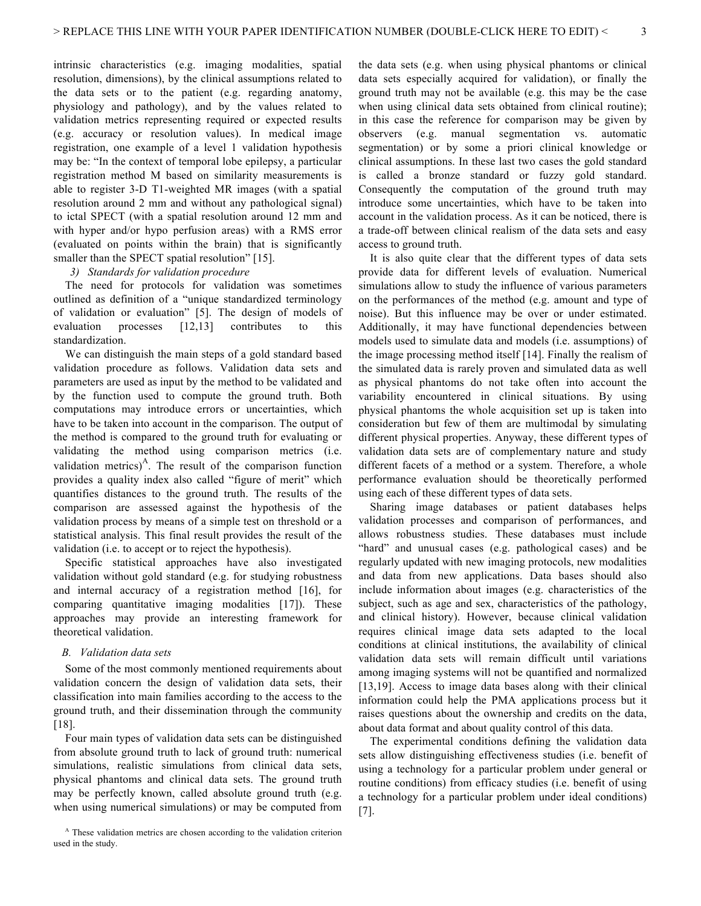intrinsic characteristics (e.g. imaging modalities, spatial resolution, dimensions), by the clinical assumptions related to the data sets or to the patient (e.g. regarding anatomy, physiology and pathology), and by the values related to validation metrics representing required or expected results (e.g. accuracy or resolution values). In medical image registration, one example of a level 1 validation hypothesis may be: "In the context of temporal lobe epilepsy, a particular registration method M based on similarity measurements is able to register 3-D T1-weighted MR images (with a spatial resolution around 2 mm and without any pathological signal) to ictal SPECT (with a spatial resolution around 12 mm and with hyper and/or hypo perfusion areas) with a RMS error (evaluated on points within the brain) that is significantly smaller than the SPECT spatial resolution" [15].

*3) Standards for validation procedure*

The need for protocols for validation was sometimes outlined as definition of a "unique standardized terminology of validation or evaluation" [5]. The design of models of evaluation processes [12,13] contributes to this standardization.

We can distinguish the main steps of a gold standard based validation procedure as follows. Validation data sets and parameters are used as input by the method to be validated and by the function used to compute the ground truth. Both computations may introduce errors or uncertainties, which have to be taken into account in the comparison. The output of the method is compared to the ground truth for evaluating or validating the method using comparison metrics (i.e. validation metrics)[A]. The result of the comparison function provides a quality index also called "figure of merit" which quantifies distances to the ground truth. The results of the comparison are assessed against the hypothesis of the validation process by means of a simple test on threshold or a statistical analysis. This final result provides the result of the validation (i.e. to accept or to reject the hypothesis).

Specific statistical approaches have also investigated validation without gold standard (e.g. for studying robustness and internal accuracy of a registration method [16], for comparing quantitative imaging modalities [17]). These approaches may provide an interesting framework for theoretical validation.

## *B. Validation data sets*

Some of the most commonly mentioned requirements about validation concern the design of validation data sets, their classification into main families according to the access to the ground truth, and their dissemination through the community [18].

Four main types of validation data sets can be distinguished from absolute ground truth to lack of ground truth: numerical simulations, realistic simulations from clinical data sets, physical phantoms and clinical data sets. The ground truth may be perfectly known, called absolute ground truth (e.g. when using numerical simulations) or may be computed from the data sets (e.g. when using physical phantoms or clinical data sets especially acquired for validation), or finally the ground truth may not be available (e.g. this may be the case when using clinical data sets obtained from clinical routine); in this case the reference for comparison may be given by observers (e.g. manual segmentation vs. automatic segmentation) or by some a priori clinical knowledge or clinical assumptions. In these last two cases the gold standard is called a bronze standard or fuzzy gold standard. Consequently the computation of the ground truth may introduce some uncertainties, which have to be taken into account in the validation process. As it can be noticed, there is a trade-off between clinical realism of the data sets and easy access to ground truth.

It is also quite clear that the different types of data sets provide data for different levels of evaluation. Numerical simulations allow to study the influence of various parameters on the performances of the method (e.g. amount and type of noise). But this influence may be over or under estimated. Additionally, it may have functional dependencies between models used to simulate data and models (i.e. assumptions) of the image processing method itself [14]. Finally the realism of the simulated data is rarely proven and simulated data as well as physical phantoms do not take often into account the variability encountered in clinical situations. By using physical phantoms the whole acquisition set up is taken into consideration but few of them are multimodal by simulating different physical properties. Anyway, these different types of validation data sets are of complementary nature and study different facets of a method or a system. Therefore, a whole performance evaluation should be theoretically performed using each of these different types of data sets.

Sharing image databases or patient databases helps validation processes and comparison of performances, and allows robustness studies. These databases must include "hard" and unusual cases (e.g. pathological cases) and be regularly updated with new imaging protocols, new modalities and data from new applications. Data bases should also include information about images (e.g. characteristics of the subject, such as age and sex, characteristics of the pathology, and clinical history). However, because clinical validation requires clinical image data sets adapted to the local conditions at clinical institutions, the availability of clinical validation data sets will remain difficult until variations among imaging systems will not be quantified and normalized [13,19]. Access to image data bases along with their clinical information could help the PMA applications process but it raises questions about the ownership and credits on the data, about data format and about quality control of this data.

The experimental conditions defining the validation data sets allow distinguishing effectiveness studies (i.e. benefit of using a technology for a particular problem under general or routine conditions) from efficacy studies (i.e. benefit of using a technology for a particular problem under ideal conditions) [7].

[A] These validation metrics are chosen according to the validation criterion used in the study.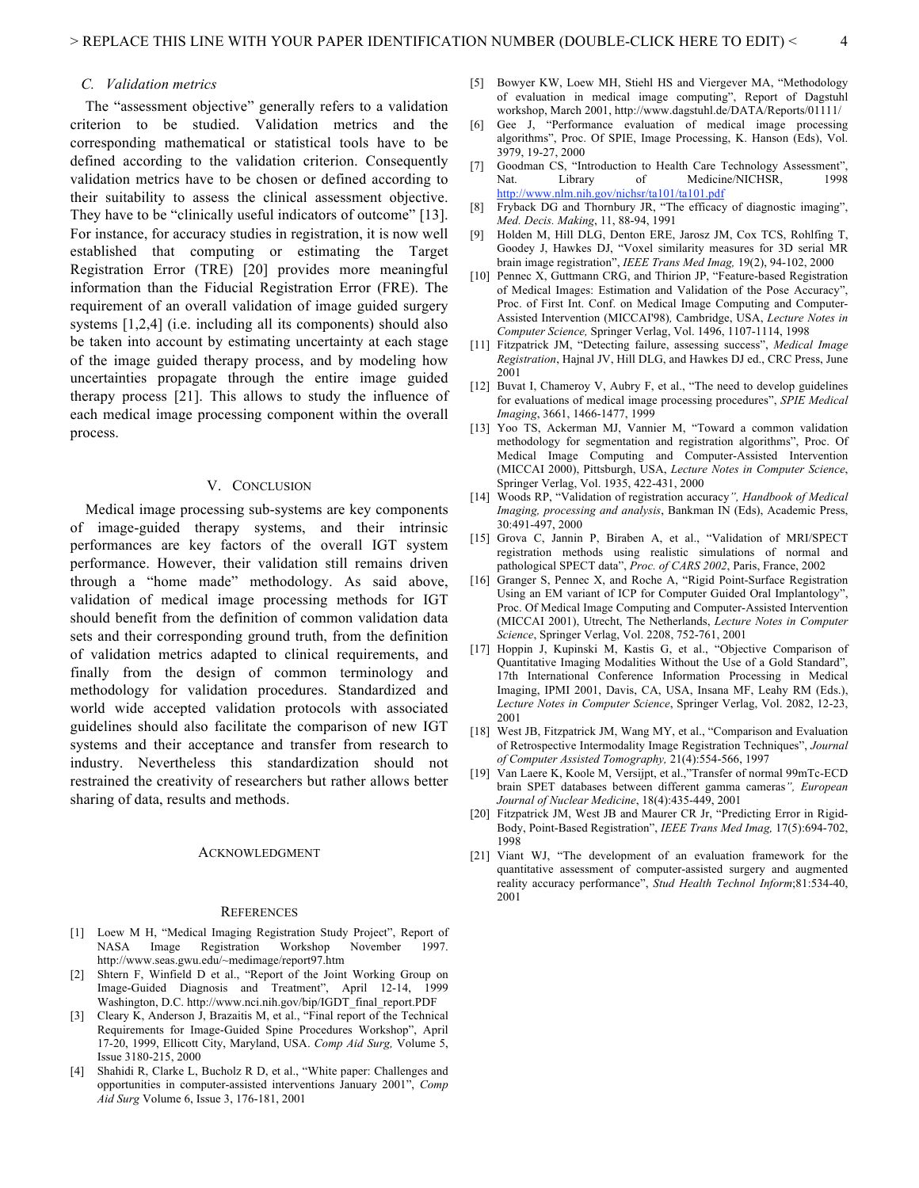### C. Validation metrics

The "assessment objective" generally refers to a validation criterion to be studied. Validation metrics and the corresponding mathematical or statistical tools have to be defined according to the validation criterion. Consequently validation metrics have to be chosen or defined according to their suitability to assess the clinical assessment objective. They have to be "clinically useful indicators of outcome" [13]. For instance, for accuracy studies in registration, it is now well established that computing or estimating the Target Registration Error (TRE) [20] provides more meaningful information than the Fiducial Registration Error (FRE). The requirement of an overall validation of image guided surgery systems [1,2,4] (i.e. including all its components) should also be taken into account by estimating uncertainty at each stage of the image guided therapy process, and by modeling how uncertainties propagate through the entire image guided therapy process [21]. This allows to study the influence of each medical image processing component within the overall process.

## V. Conclusion

Medical image processing sub-systems are key components of image-guided therapy systems, and their intrinsic performances are key factors of the overall IGT system performance. However, their validation still remains driven through a "home made" methodology. As said above, validation of medical image processing methods for IGT should benefit from the definition of common validation data sets and their corresponding ground truth, from the definition of validation metrics adapted to clinical requirements, and finally from the design of common terminology and methodology for validation procedures. Standardized and world wide accepted validation protocols with associated guidelines should also facilitate the comparison of new IGT systems and their acceptance and transfer from research to industry. Nevertheless this standardization should not restrained the creativity of researchers but rather allows better sharing of data, results and methods.

## Acknowledgment

## References

[1] Loew M H, "Medical Imaging Registration Study Project", Report of NASA Image Registration Workshop November 1997. http://www.seas.gwu.edu/~medimage/report97.htm

[2] Shtern F, Winfield D et al., "Report of the Joint Working Group on Image-Guided Diagnosis and Treatment", April 12-14, 1999 Washington, D.C. http://www.nci.nih.gov/bip/IGDT_final_report.PDF

[3] Cleary K, Anderson J, Brazaitis M, et al., "Final report of the Technical Requirements for Image-Guided Spine Procedures Workshop", April 17-20, 1999, Ellicott City, Maryland, USA. *Comp Aid Surg,* Volume 5, Issue 3180-215, 2000

[4] Shahidi R, Clarke L, Bucholz R D, et al., "White paper: Challenges and opportunities in computer-assisted interventions January 2001", *Comp Aid Surg* Volume 6, Issue 3, 176-181, 2001

[5] Bowyer KW, Loew MH, Stiehl HS and Viergever MA, "Methodology of evaluation in medical image computing", Report of Dagstuhl workshop, March 2001, http://www.dagstuhl.de/DATA/Reports/01111/

[6] Gee J, "Performance evaluation of medical image processing algorithms", Proc. Of SPIE, Image Processing, K. Hanson (Eds), Vol. 3979, 19-27, 2000

[7] Goodman CS, "Introduction to Health Care Technology Assessment", Nat. Library of Medicine/NICHSR, 1998 http://www.nlm.nih.gov/nichsr/ta101/ta101.pdf

[8] Fryback DG and Thornbury JR, "The efficacy of diagnostic imaging", *Med. Decis. Making*, 11, 88-94, 1991

[9] Holden M, Hill DLG, Denton ERE, Jarosz JM, Cox TCS, Rohlfing T, Goodey J, Hawkes DJ, "Voxel similarity measures for 3D serial MR brain image registration", *IEEE Trans Med Imag,* 19(2), 94-102, 2000

[10] Pennec X, Guttmann CRG, and Thirion JP, "Feature-based Registration of Medical Images: Estimation and Validation of the Pose Accuracy", Proc. of First Int. Conf. on Medical Image Computing and Computer-Assisted Intervention (MICCAI'98)*,* Cambridge, USA, *Lecture Notes in Computer Science,* Springer Verlag, Vol. 1496, 1107-1114, 1998

[11] Fitzpatrick JM, "Detecting failure, assessing success", *Medical Image Registration*, Hajnal JV, Hill DLG, and Hawkes DJ ed., CRC Press, June 2001

[12] Buvat I, Chameroy V, Aubry F, et al., "The need to develop guidelines for evaluations of medical image processing procedures", *SPIE Medical Imaging*, 3661, 1466-1477, 1999

[13] Yoo TS, Ackerman MJ, Vannier M, "Toward a common validation methodology for segmentation and registration algorithms", Proc. Of Medical Image Computing and Computer-Assisted Intervention (MICCAI 2000), Pittsburgh, USA, *Lecture Notes in Computer Science*, Springer Verlag, Vol. 1935, 422-431, 2000

[14] Woods RP, "Validation of registration accuracy*", Handbook of Medical Imaging, processing and analysis*, Bankman IN (Eds), Academic Press, 30:491-497, 2000

[15] Grova C, Jannin P, Biraben A, et al., "Validation of MRI/SPECT registration methods using realistic simulations of normal and pathological SPECT data", *Proc. of CARS 2002*, Paris, France, 2002

[16] Granger S, Pennec X, and Roche A, "Rigid Point-Surface Registration Using an EM variant of ICP for Computer Guided Oral Implantology", Proc. Of Medical Image Computing and Computer-Assisted Intervention (MICCAI 2001), Utrecht, The Netherlands, *Lecture Notes in Computer Science*, Springer Verlag, Vol. 2208, 752-761, 2001

[17] Hoppin J, Kupinski M, Kastis G, et al., "Objective Comparison of Quantitative Imaging Modalities Without the Use of a Gold Standard", 17th International Conference Information Processing in Medical Imaging, IPMI 2001, Davis, CA, USA, Insana MF, Leahy RM (Eds.), *Lecture Notes in Computer Science*, Springer Verlag, Vol. 2082, 12-23, 2001

[18] West JB, Fitzpatrick JM, Wang MY, et al., "Comparison and Evaluation of Retrospective Intermodality Image Registration Techniques", *Journal of Computer Assisted Tomography,* 21(4):554-566, 1997

[19] Van Laere K, Koole M, Versijpt, et al.,"Transfer of normal 99mTc-ECD brain SPET databases between different gamma cameras*", European Journal of Nuclear Medicine*, 18(4):435-449, 2001

[20] Fitzpatrick JM, West JB and Maurer CR Jr, "Predicting Error in Rigid-Body, Point-Based Registration", *IEEE Trans Med Imag,* 17(5):694-702, 1998

[21] Viant WJ, "The development of an evaluation framework for the quantitative assessment of computer-assisted surgery and augmented reality accuracy performance", *Stud Health Technol Inform*;81:534-40, 2001